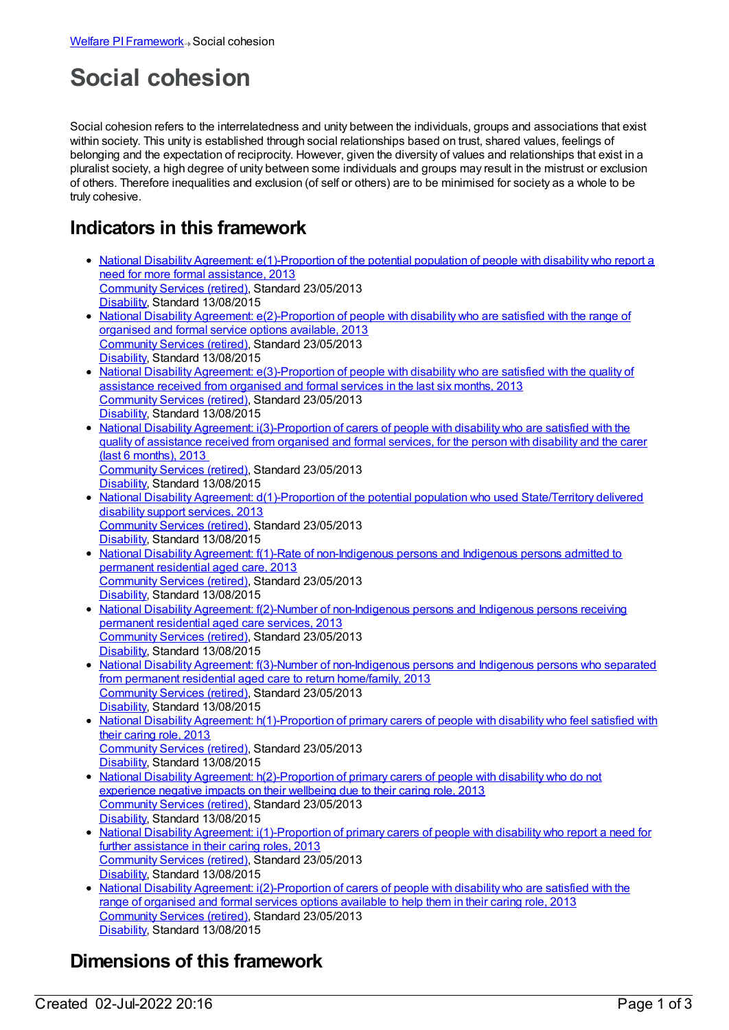Welfare PI Framework→ Social cohesion

# Social cohesion

Social cohesion refers to the interrelatedness and unity between the individuals, groups and associations that exist within society. This unity is established through social relationships based on trust, shared values, feelings of belonging and the expectation of reciprocity. However, given the diversity of values and relationships that exist in a pluralist society, a high degree of unity between some individuals and groups may result in the mistrust or exclusion of others. Therefore inequalities and exclusion (of self or others) are to be minimised for society as a whole to be truly cohesive.

## Indicators in this framework

- National Disability Agreement: e(1)-Proportion of the potential population of people with disability who report a need for more formal assistance, 2013
  Community Services (retired), Standard 23/05/2013
  Disability, Standard 13/08/2015
- National Disability Agreement: e(2)-Proportion of people with disability who are satisfied with the range of organised and formal service options available, 2013
  Community Services (retired), Standard 23/05/2013
  Disability, Standard 13/08/2015
- National Disability Agreement: e(3)-Proportion of people with disability who are satisfied with the quality of assistance received from organised and formal services in the last six months, 2013
  Community Services (retired), Standard 23/05/2013
  Disability, Standard 13/08/2015
- National Disability Agreement: i(3)-Proportion of carers of people with disability who are satisfied with the quality of assistance received from organised and formal services, for the person with disability and the carer (last 6 months), 2013
  Community Services (retired), Standard 23/05/2013
  Disability, Standard 13/08/2015
- National Disability Agreement: d(1)-Proportion of the potential population who used State/Territory delivered disability support services, 2013
  Community Services (retired), Standard 23/05/2013
  Disability, Standard 13/08/2015
- National Disability Agreement: f(1)-Rate of non-Indigenous persons and Indigenous persons admitted to permanent residential aged care, 2013
  Community Services (retired), Standard 23/05/2013
  Disability, Standard 13/08/2015
- National Disability Agreement: f(2)-Number of non-Indigenous persons and Indigenous persons receiving permanent residential aged care services, 2013
  Community Services (retired), Standard 23/05/2013
  Disability, Standard 13/08/2015
- National Disability Agreement: f(3)-Number of non-Indigenous persons and Indigenous persons who separated from permanent residential aged care to return home/family, 2013
  Community Services (retired), Standard 23/05/2013
  Disability, Standard 13/08/2015
- National Disability Agreement: h(1)-Proportion of primary carers of people with disability who feel satisfied with their caring role, 2013
  Community Services (retired), Standard 23/05/2013
  Disability, Standard 13/08/2015
- National Disability Agreement: h(2)-Proportion of primary carers of people with disability who do not experience negative impacts on their wellbeing due to their caring role, 2013
  Community Services (retired), Standard 23/05/2013
  Disability, Standard 13/08/2015
- National Disability Agreement: i(1)-Proportion of primary carers of people with disability who report a need for further assistance in their caring roles, 2013
  Community Services (retired), Standard 23/05/2013
  Disability, Standard 13/08/2015
- National Disability Agreement: i(2)-Proportion of carers of people with disability who are satisfied with the range of organised and formal services options available to help them in their caring role, 2013
  Community Services (retired), Standard 23/05/2013
  Disability, Standard 13/08/2015

## Dimensions of this framework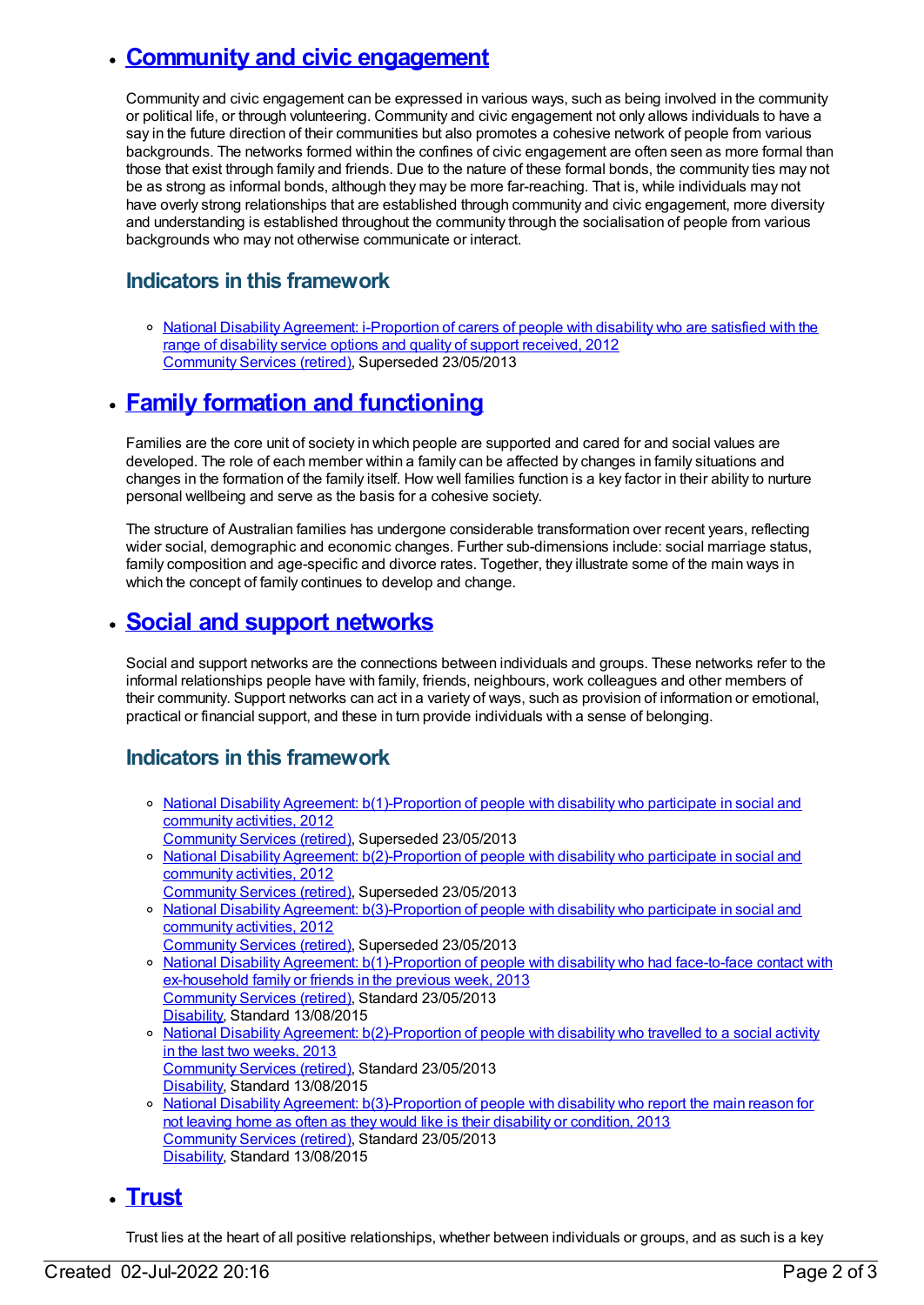- ## [Community and civic engagement]

  Community and civic engagement can be expressed in various ways, such as being involved in the community or political life, or through volunteering. Community and civic engagement not only allows individuals to have a say in the future direction of their communities but also promotes a cohesive network of people from various backgrounds. The networks formed within the confines of civic engagement are often seen as more formal than those that exist through family and friends. Due to the nature of these formal bonds, the community ties may not be as strong as informal bonds, although they may be more far-reaching. That is, while individuals may not have overly strong relationships that are established through community and civic engagement, more diversity and understanding is established throughout the community through the socialisation of people from various backgrounds who may not otherwise communicate or interact.

  ### Indicators in this framework

  - National Disability Agreement: i-Proportion of carers of people with disability who are satisfied with the range of disability service options and quality of support received, 2012
    Community Services (retired), Superseded 23/05/2013

- ## [Family formation and functioning]

  Families are the core unit of society in which people are supported and cared for and social values are developed. The role of each member within a family can be affected by changes in family situations and changes in the formation of the family itself. How well families function is a key factor in their ability to nurture personal wellbeing and serve as the basis for a cohesive society.

  The structure of Australian families has undergone considerable transformation over recent years, reflecting wider social, demographic and economic changes. Further sub-dimensions include: social marriage status, family composition and age-specific and divorce rates. Together, they illustrate some of the main ways in which the concept of family continues to develop and change.

- ## [Social and support networks]

  Social and support networks are the connections between individuals and groups. These networks refer to the informal relationships people have with family, friends, neighbours, work colleagues and other members of their community. Support networks can act in a variety of ways, such as provision of information or emotional, practical or financial support, and these in turn provide individuals with a sense of belonging.

  ### Indicators in this framework

  - National Disability Agreement: b(1)-Proportion of people with disability who participate in social and community activities, 2012
    Community Services (retired), Superseded 23/05/2013
  - National Disability Agreement: b(2)-Proportion of people with disability who participate in social and community activities, 2012
    Community Services (retired), Superseded 23/05/2013
  - National Disability Agreement: b(3)-Proportion of people with disability who participate in social and community activities, 2012
    Community Services (retired), Superseded 23/05/2013
  - National Disability Agreement: b(1)-Proportion of people with disability who had face-to-face contact with ex-household family or friends in the previous week, 2013
    Community Services (retired), Standard 23/05/2013
    Disability, Standard 13/08/2015
  - National Disability Agreement: b(2)-Proportion of people with disability who travelled to a social activity in the last two weeks, 2013
    Community Services (retired), Standard 23/05/2013
    Disability, Standard 13/08/2015
  - National Disability Agreement: b(3)-Proportion of people with disability who report the main reason for not leaving home as often as they would like is their disability or condition, 2013
    Community Services (retired), Standard 23/05/2013
    Disability, Standard 13/08/2015

- ## [Trust]

  Trust lies at the heart of all positive relationships, whether between individuals or groups, and as such is a key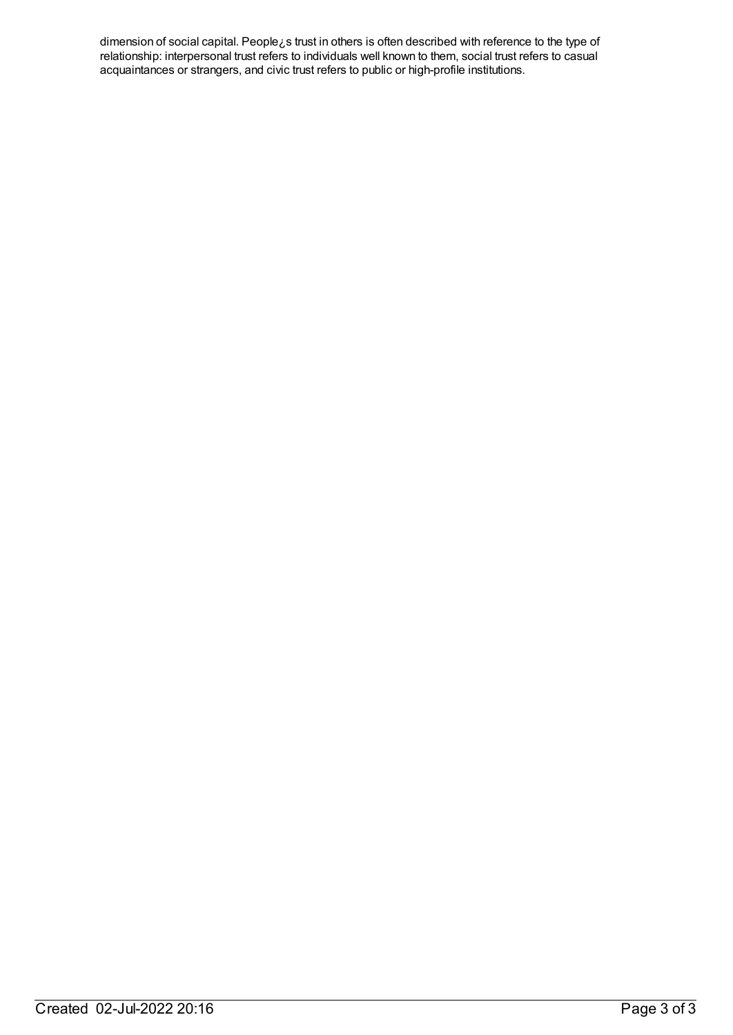dimension of social capital. People¿s trust in others is often described with reference to the type of relationship: interpersonal trust refers to individuals well known to them, social trust refers to casual acquaintances or strangers, and civic trust refers to public or high-profile institutions.